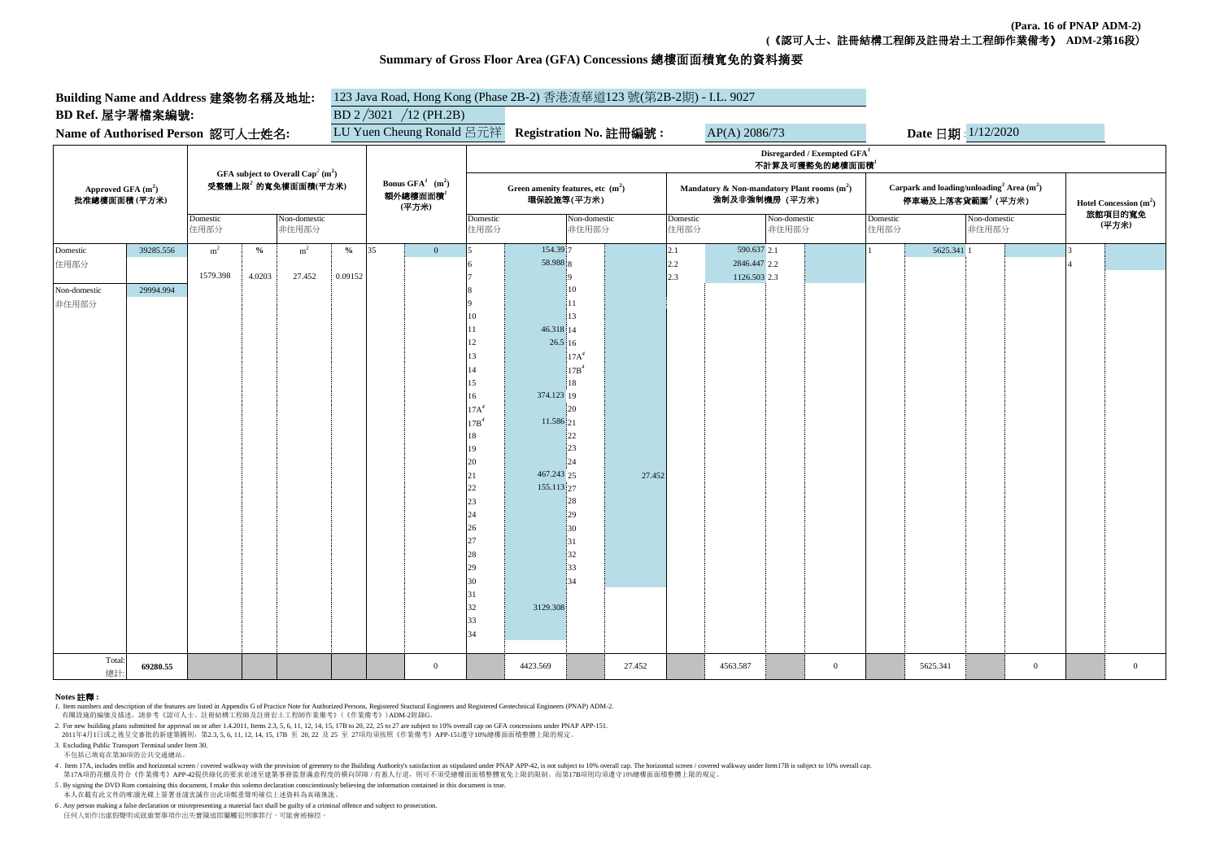(Para. 16 of PNAP ADM-2)
(《認可人士、註冊結構工程師及註冊岩土工程師作業備考》 ADM-2第16段)

# Summary of Gross Floor Area (GFA) Concessions 總樓面面積寬免的資料摘要

**Building Name and Address 建築物名稱及地址:** 123 Java Road, Hong Kong (Phase 2B-2) 香港渣華道123 號(第2B-2期) - I.L. 9027

**BD Ref. 屋宇署檔案編號:** BD 2 /3021 /12 (PH.2B)

**Name of Authorised Person 認可人士姓名:** LU Yuen Cheung Ronald 呂元祥 **Registration No. 註冊編號 :** AP(A) 2086/73 **Date 日期 :** 1/12/2020

| Approved GFA ($m^2$) 批准總樓面面積 (平方米) | | GFA subject to Overall Cap[2] ($m^2$) 受整體上限[2] 的寬免樓面面積(平方米) | | | | Bonus GFA[1] ($m^2$) 額外總樓面面積[1] (平方米) | | Disregarded / Exempted GFA[1] 不計算及可獲豁免的總樓面面積[1]: Green amenity features, etc ($m^2$) 環保設施等(平方米) | | | | Mandatory & Non-mandatory Plant rooms ($m^2$) 強制及非強制機房 (平方米) | | | | Carpark and loading/unloading[3] Area ($m^2$) 停車場及上落客貨範圍[3] (平方米) | | | | Hotel Concession ($m^2$) 旅館項目的寬免 (平方米) | |
|---|---|---|---|---|---|---|---|---|---|---|---|---|---|---|---|---|---|---|---|---|---|
| | | Domestic 住用部分 | | Non-domestic 非住用部分 | | | | Domestic 住用部分 | | Non-domestic 非住用部分 | | Domestic 住用部分 | | Non-domestic 非住用部分 | | Domestic 住用部分 | | Non-domestic 非住用部分 | | | |
| Domestic 住用部分 | 39285.556 | $m^2$ | % | $m^2$ | % | 35 | 0 | 5 | 154.39 | 7 | | 2.1 | 590.637 | 2.1 | | 1 | 5625.341 | 1 | | 3 | |
| | | 1579.398 | 4.0203 | 27.452 | 0.09152 | | | 6 | 58.988 | 8 | | 2.2 | 2846.447 | 2.2 | | | | | | 4 | |
| | | | | | | | | 7 | | 9 | | 2.3 | 1126.503 | 2.3 | | | | | | | |
| Non-domestic 非住用部分 | 29994.994 | | | | | | | 8 | | 10 | | | | | | | | | | | |
| | | | | | | | | 9 | | 11 | | | | | | | | | | | |
| | | | | | | | | 10 | | 13 | | | | | | | | | | | |
| | | | | | | | | 11 | 46.318 | 14 | | | | | | | | | | | |
| | | | | | | | | 12 | 26.5 | 16 | | | | | | | | | | | |
| | | | | | | | | 13 | | 17A[4] | | | | | | | | | | | |
| | | | | | | | | 14 | | 17B[4] | | | | | | | | | | | |
| | | | | | | | | 15 | | 18 | | | | | | | | | | | |
| | | | | | | | | 16 | 374.123 | 19 | | | | | | | | | | | |
| | | | | | | | | 17A[4] | | 20 | | | | | | | | | | | |
| | | | | | | | | 17B[4] | 11.586 | 21 | | | | | | | | | | | |
| | | | | | | | | 18 | | 22 | | | | | | | | | | | |
| | | | | | | | | 19 | | 23 | | | | | | | | | | | |
| | | | | | | | | 20 | | 24 | | | | | | | | | | | |
| | | | | | | | | 21 | 467.243 | 25 | 27.452 | | | | | | | | | | |
| | | | | | | | | 22 | 155.113 | 27 | | | | | | | | | | | |
| | | | | | | | | 23 | | 28 | | | | | | | | | | | |
| | | | | | | | | 24 | | 29 | | | | | | | | | | | |
| | | | | | | | | 26 | | 30 | | | | | | | | | | | |
| | | | | | | | | 27 | | 31 | | | | | | | | | | | |
| | | | | | | | | 28 | | 32 | | | | | | | | | | | |
| | | | | | | | | 29 | | 33 | | | | | | | | | | | |
| | | | | | | | | 30 | | 34 | | | | | | | | | | | |
| | | | | | | | | 31 | | | | | | | | | | | | | |
| | | | | | | | | 32 | 3129.308 | | | | | | | | | | | | |
| | | | | | | | | 33 | | | | | | | | | | | | | |
| | | | | | | | | 34 | | | | | | | | | | | | | |
| Total: 總計: | 69280.55 | | | | | | 0 | | 4423.569 | | 27.452 | | 4563.587 | | 0 | | 5625.341 | | 0 | | 0 |

**Notes 註釋 :**

*1.* Item numbers and description of the features are listed in Appendix G of Practice Note for Authorized Persons, Registered Structural Engineers and Registered Geotechnical Engineers (PNAP) ADM-2.
有關設施的編號及描述，請參考《認可人士、註冊結構工程師及註冊岩土工程師作業備考》(《作業備考》) ADM-2附錄G。

*2.* For new building plans submitted for approval on or after 1.4.2011, Items 2.3, 5, 6, 11, 12, 14, 15, 17B to 20, 22, 25 to 27 are subject to 10% overall cap on GFA concessions under PNAP APP-151.
2011年4月1日或之後呈交審批的新建築圖則，第2.3, 5, 6, 11, 12, 14, 15, 17B 至 20, 22 及 25 至 27項均須按照《作業備考》APP-151遵守10%總樓面面積整體上限的規定。

*3.* Excluding Public Transport Terminal under Item 30.
不包括已填寫在第30項的公共交通總站。

*4*. Item 17A, includes trellis and horizontal screen / covered walkway with the provision of greenery to the Building Authority's satisfaction as stipulated under PNAP APP-42, is not subject to 10% overall cap. The horizontal screen / covered walkway under Item17B is subject to 10% overall cap.
第17A項的花棚及符合《作業備考》APP-42提供綠化的要求並達至建築事務監督滿意程度的橫向屏障 / 有蓋人行道，則可不須受總樓面面積整體寬免上限的限制。而第17B項則均須遵守10%總樓面面積整體上限的規定。

*5*. By signing the DVD Rom containing this document, I make this solemn declaration conscientiously believing the information contained in this document is true.
本人在載有此文件的唯讀光碟上簽署並謹衷誠作出此項鄭重聲明確信上述資料為真確無訛。

*6*. Any person making a false declaration or misrepresenting a material fact shall be guilty of a criminal offence and subject to prosecution.
任何人如作出虛假聲明或就重要事項作出失實陳述即屬觸犯刑事罪行，可能會被檢控。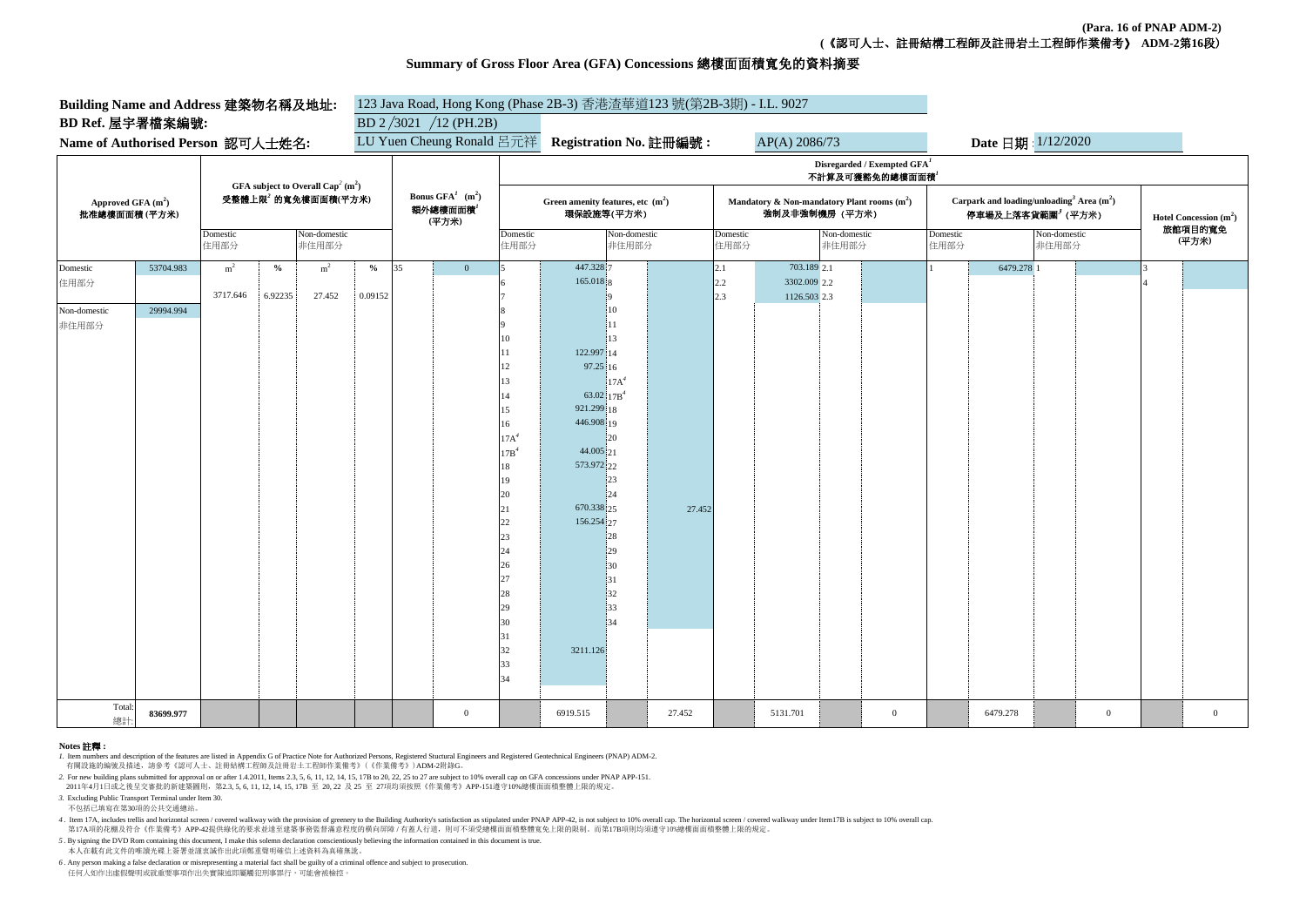**(Para. 16 of PNAP ADM-2)**
**(《認可人士、註冊結構工程師及註冊岩土工程師作業備考》 ADM-2第16段)**

# Summary of Gross Floor Area (GFA) Concessions 總樓面面積寬免的資料摘要

**Building Name and Address 建築物名稱及地址:** 123 Java Road, Hong Kong (Phase 2B-3) 香港渣華道123 號(第2B-3期) - I.L. 9027

**BD Ref. 屋宇署檔案編號:** BD 2 /3021 /12 (PH.2B)

**Name of Authorised Person 認可人士姓名:** LU Yuen Cheung Ronald 呂元祥 **Registration No. 註冊編號 :** AP(A) 2086/73 **Date 日期 :** 1/12/2020

| Approved GFA $(m^2)$ 批准總樓面面積 (平方米) | | GFA subject to Overall Cap[2] $(m^2)$ 受整體上限[2]的寬免樓面面積(平方米) | | | | Bonus GFA[1] $(m^2)$ 額外總樓面面積[1] (平方米) | | Disregarded / Exempted GFA[1] 不計算及可獲豁免的總樓面面積[1] | | | | | | | | | | | | | |
|---|---|---|---|---|---|---|---|---|---|---|---|---|---|---|---|---|---|---|---|---|---|
| | | | | | | | | Green amenity features, etc $(m^2)$ 環保設施等(平方米) | | | | Mandatory & Non-mandatory Plant rooms $(m^2)$ 強制及非強制機房 (平方米) | | | | Carpark and loading/unloading[3] Area $(m^2)$ 停車場及上落客貨範圍[3] (平方米) | | | | Hotel Concession $(m^2)$ 旅館項目的寬免 (平方米) | |
| | | Domestic 住用部分 | | Non-domestic 非住用部分 | | | | Domestic 住用部分 | | Non-domestic 非住用部分 | | Domestic 住用部分 | | Non-domestic 非住用部分 | | Domestic 住用部分 | | Non-domestic 非住用部分 | | | |
| | | $m^2$ | % | $m^2$ | % | | | | | | | | | | | | | | | | |
| Domestic 住用部分 | 53704.983 | | | | | 35 | 0 | 5 | 447.328 | 7 | | 2.1 | 703.189 | 2.1 | | 1 | 6479.278 | 1 | | 3 | |
| | | 3717.646 | 6.92235 | 27.452 | 0.09152 | | | 6 | 165.018 | 8 | | 2.2 | 3302.009 | 2.2 | | | | | | 4 | |
| | | | | | | | | 7 | | 9 | | 2.3 | 1126.503 | 2.3 | | | | | | | |
| Non-domestic 非住用部分 | 29994.994 | | | | | | | 8 | | 10 | | | | | | | | | | | |
| | | | | | | | | 9 | | 11 | | | | | | | | | | | |
| | | | | | | | | 10 | | 13 | | | | | | | | | | | |
| | | | | | | | | 11 | 122.997 | 14 | | | | | | | | | | | |
| | | | | | | | | 12 | 97.25 | 16 | | | | | | | | | | | |
| | | | | | | | | 13 | | 17A[4] | | | | | | | | | | | |
| | | | | | | | | 14 | 63.02 | 17B[4] | | | | | | | | | | | |
| | | | | | | | | 15 | 921.299 | 18 | | | | | | | | | | | |
| | | | | | | | | 16 | 446.908 | 19 | | | | | | | | | | | |
| | | | | | | | | 17A[4] | | 20 | | | | | | | | | | | |
| | | | | | | | | 17B[4] | 44.005 | 21 | | | | | | | | | | | |
| | | | | | | | | 18 | 573.972 | 22 | | | | | | | | | | | |
| | | | | | | | | 19 | | 23 | | | | | | | | | | | |
| | | | | | | | | 20 | | 24 | | | | | | | | | | | |
| | | | | | | | | 21 | 670.338 | 25 | 27.452 | | | | | | | | | | |
| | | | | | | | | 22 | 156.254 | 27 | | | | | | | | | | | |
| | | | | | | | | 23 | | 28 | | | | | | | | | | | |
| | | | | | | | | 24 | | 29 | | | | | | | | | | | |
| | | | | | | | | 26 | | 30 | | | | | | | | | | | |
| | | | | | | | | 27 | | 31 | | | | | | | | | | | |
| | | | | | | | | 28 | | 32 | | | | | | | | | | | |
| | | | | | | | | 29 | | 33 | | | | | | | | | | | |
| | | | | | | | | 30 | | 34 | | | | | | | | | | | |
| | | | | | | | | 31 | | | | | | | | | | | | | |
| | | | | | | | | 32 | 3211.126 | | | | | | | | | | | | |
| | | | | | | | | 33 | | | | | | | | | | | | | |
| | | | | | | | | 34 | | | | | | | | | | | | | |
| Total: 總計: | 83699.977 | | | | | | 0 | | 6919.515 | | 27.452 | | 5131.701 | | 0 | | 6479.278 | | 0 | | 0 |

**Notes 註釋 :**

*1.* Item numbers and description of the features are listed in Appendix G of Practice Note for Authorized Persons, Registered Stuctural Engineers and Registered Geotechnical Engineers (PNAP) ADM-2.
有關設施的編號及描述，請參考《認可人士、註冊結構工程師及註冊岩土工程師作業備考》(《作業備考》) ADM-2附錄G。

*2.* For new building plans submitted for approval on or after 1.4.2011, Items 2.3, 5, 6, 11, 12, 14, 15, 17B to 20, 22, 25 to 27 are subject to 10% overall cap on GFA concessions under PNAP APP-151.
2011年4月1日或之後呈交審批的新建築圖則，第2.3, 5, 6, 11, 12, 14, 15, 17B 至 20, 22 及 25 至 27項均須按照《作業備考》APP-151遵守10%總樓面面積整體上限的規定。

*3.* Excluding Public Transport Terminal under Item 30.
不包括已填寫在第30項的公共交通總站。

*4*. Item 17A, includes trellis and horizontal screen / covered walkway with the provision of greenery to the Building Authority's satisfaction as stipulated under PNAP APP-42, is not subject to 10% overall cap. The horizontal screen / covered walkway under Item17B is subject to 10% overall cap.
第17A項的花棚及符合《作業備考》APP-42提供綠化的要求並達至建築事務監督滿意程度的橫向屏障 / 有蓋人行道，則可不須受總樓面面積整體寬免上限的限制。而第17B項則均須遵守10%總樓面面積整體上限的規定。

*5*. By signing the DVD Rom containing this document, I make this solemn declaration conscientiously believing the information contained in this document is true.
本人在載有此文件的唯讀光碟上簽署並謹衷誠作出此項鄭重聲明確信上述資料為真確無訛。

*6*. Any person making a false declaration or misrepresenting a material fact shall be guilty of a criminal offence and subject to prosecution.
任何人如作出虛假聲明或就重要事項作出失實陳述即屬觸犯刑事罪行，可能會被檢控。